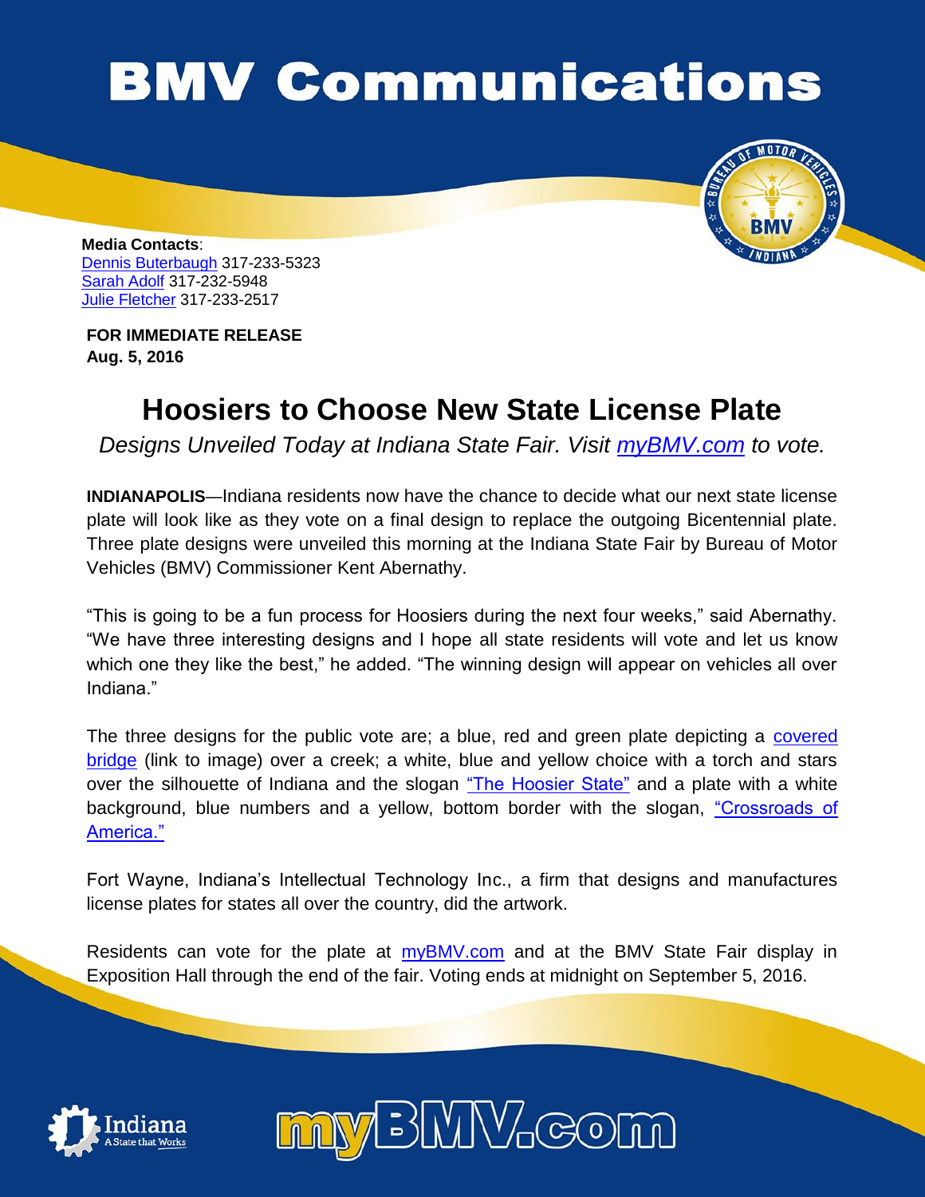# BMV Communications

**Media Contacts**:
Dennis Buterbaugh 317-233-5323
Sarah Adolf 317-232-5948
Julie Fletcher 317-233-2517

**FOR IMMEDIATE RELEASE**
**Aug. 5, 2016**

## Hoosiers to Choose New State License Plate

*Designs Unveiled Today at Indiana State Fair. Visit myBMV.com to vote.*

**INDIANAPOLIS**—Indiana residents now have the chance to decide what our next state license plate will look like as they vote on a final design to replace the outgoing Bicentennial plate. Three plate designs were unveiled this morning at the Indiana State Fair by Bureau of Motor Vehicles (BMV) Commissioner Kent Abernathy.

"This is going to be a fun process for Hoosiers during the next four weeks," said Abernathy. "We have three interesting designs and I hope all state residents will vote and let us know which one they like the best," he added. "The winning design will appear on vehicles all over Indiana."

The three designs for the public vote are; a blue, red and green plate depicting a covered bridge (link to image) over a creek; a white, blue and yellow choice with a torch and stars over the silhouette of Indiana and the slogan "The Hoosier State" and a plate with a white background, blue numbers and a yellow, bottom border with the slogan, "Crossroads of America."

Fort Wayne, Indiana's Intellectual Technology Inc., a firm that designs and manufactures license plates for states all over the country, did the artwork.

Residents can vote for the plate at myBMV.com and at the BMV State Fair display in Exposition Hall through the end of the fair. Voting ends at midnight on September 5, 2016.

myBMV.com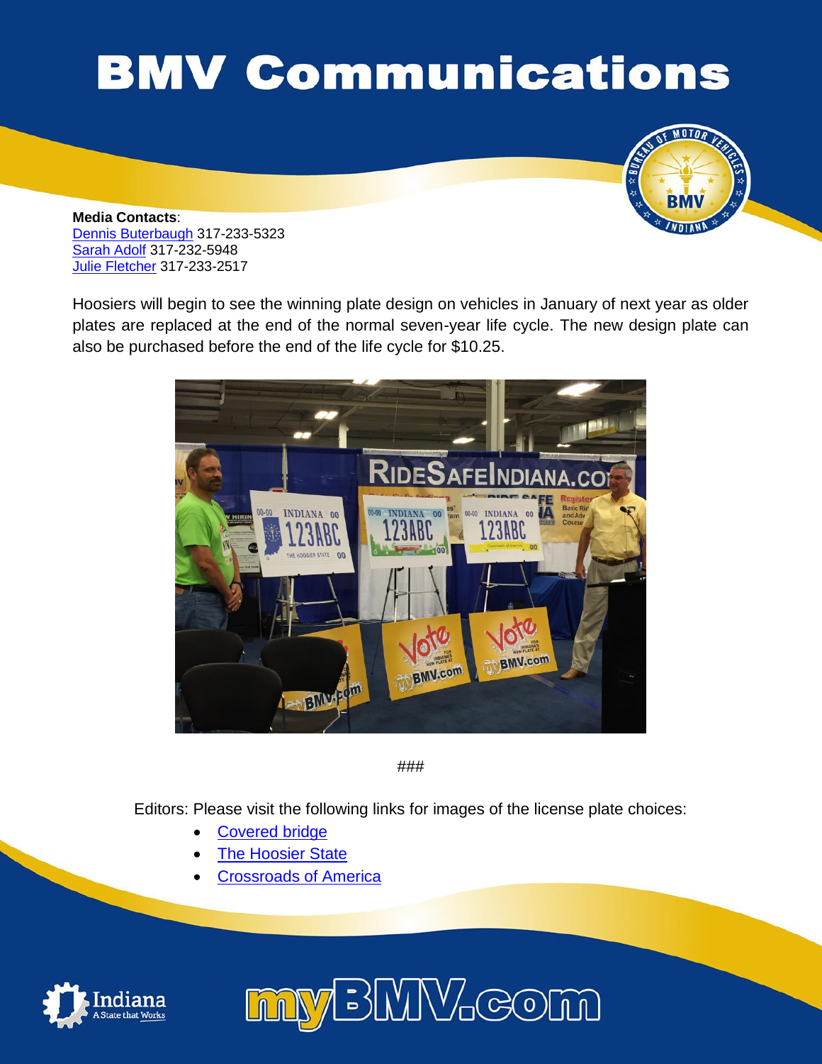# BMV Communications

**Media Contacts**:
Dennis Buterbaugh 317-233-5323
Sarah Adolf 317-232-5948
Julie Fletcher 317-233-2517

Hoosiers will begin to see the winning plate design on vehicles in January of next year as older plates are replaced at the end of the normal seven-year life cycle. The new design plate can also be purchased before the end of the life cycle for $10.25.

###

Editors: Please visit the following links for images of the license plate choices:

- Covered bridge
- The Hoosier State
- Crossroads of America